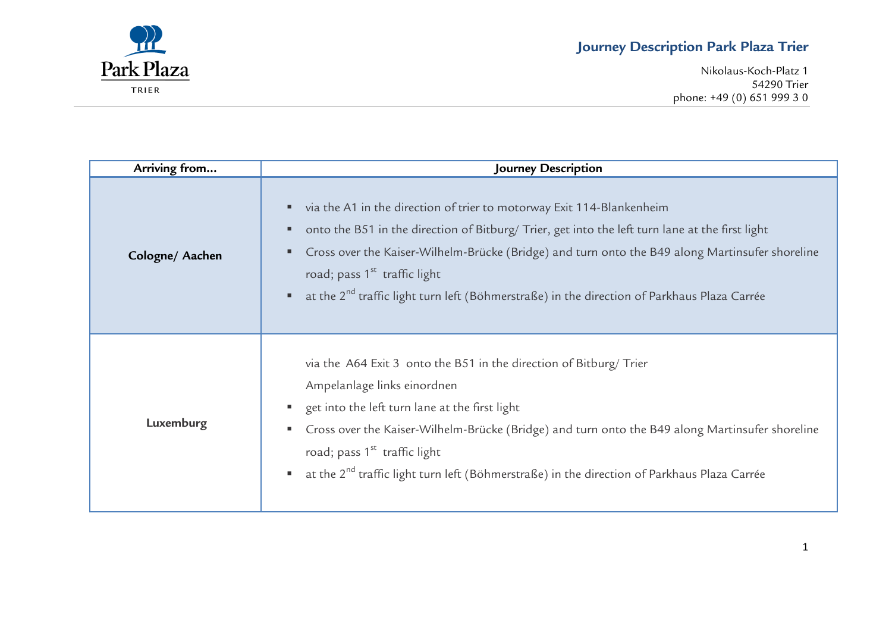# Journey Description Park Plaza Trier

Nikolaus-Koch-Platz 1
54290 Trier
phone: +49 (0) 651 999 3 0

| Arriving from... | Journey Description |
|---|---|
| **Cologne/ Aachen** | ▪ via the A1 in the direction of trier to motorway Exit 114-Blankenheim<br>▪ onto the B51 in the direction of Bitburg/ Trier, get into the left turn lane at the first light<br>▪ Cross over the Kaiser-Wilhelm-Brücke (Bridge) and turn onto the B49 along Martinsufer shoreline road; pass 1st traffic light<br>▪ at the 2nd traffic light turn left (Böhmerstraße) in the direction of Parkhaus Plaza Carrée |
| **Luxemburg** | via the A64 Exit 3 onto the B51 in the direction of Bitburg/ Trier<br>Ampelanlage links einordnen<br>▪ get into the left turn lane at the first light<br>▪ Cross over the Kaiser-Wilhelm-Brücke (Bridge) and turn onto the B49 along Martinsufer shoreline road; pass 1st traffic light<br>▪ at the 2nd traffic light turn left (Böhmerstraße) in the direction of Parkhaus Plaza Carrée |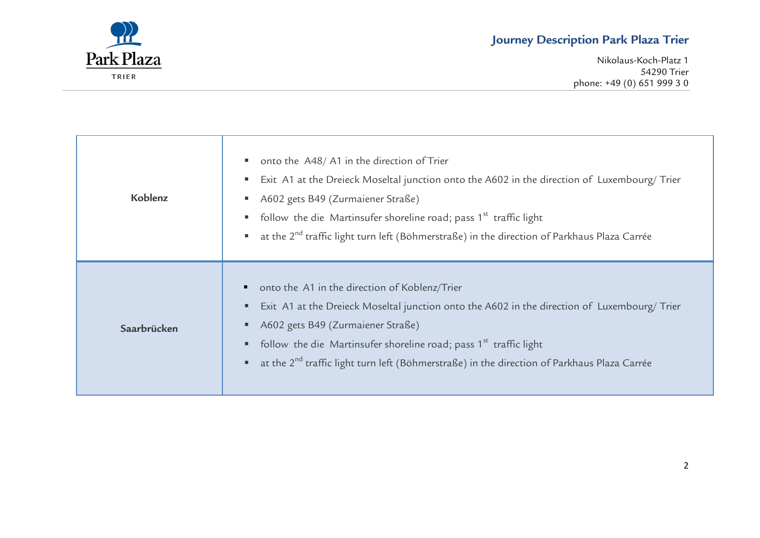| Koblenz | - onto the A48/ A1 in the direction of Trier<br>- Exit A1 at the Dreieck Moseltal junction onto the A602 in the direction of Luxembourg/ Trier<br>- A602 gets B49 (Zurmaiener Straße)<br>- follow the die Martinsufer shoreline road; pass 1st traffic light<br>- at the 2nd traffic light turn left (Böhmerstraße) in the direction of Parkhaus Plaza Carrée |
|---|---|
| **Saarbrücken** | - onto the A1 in the direction of Koblenz/Trier<br>- Exit A1 at the Dreieck Moseltal junction onto the A602 in the direction of Luxembourg/ Trier<br>- A602 gets B49 (Zurmaiener Straße)<br>- follow the die Martinsufer shoreline road; pass 1st traffic light<br>- at the 2nd traffic light turn left (Böhmerstraße) in the direction of Parkhaus Plaza Carrée |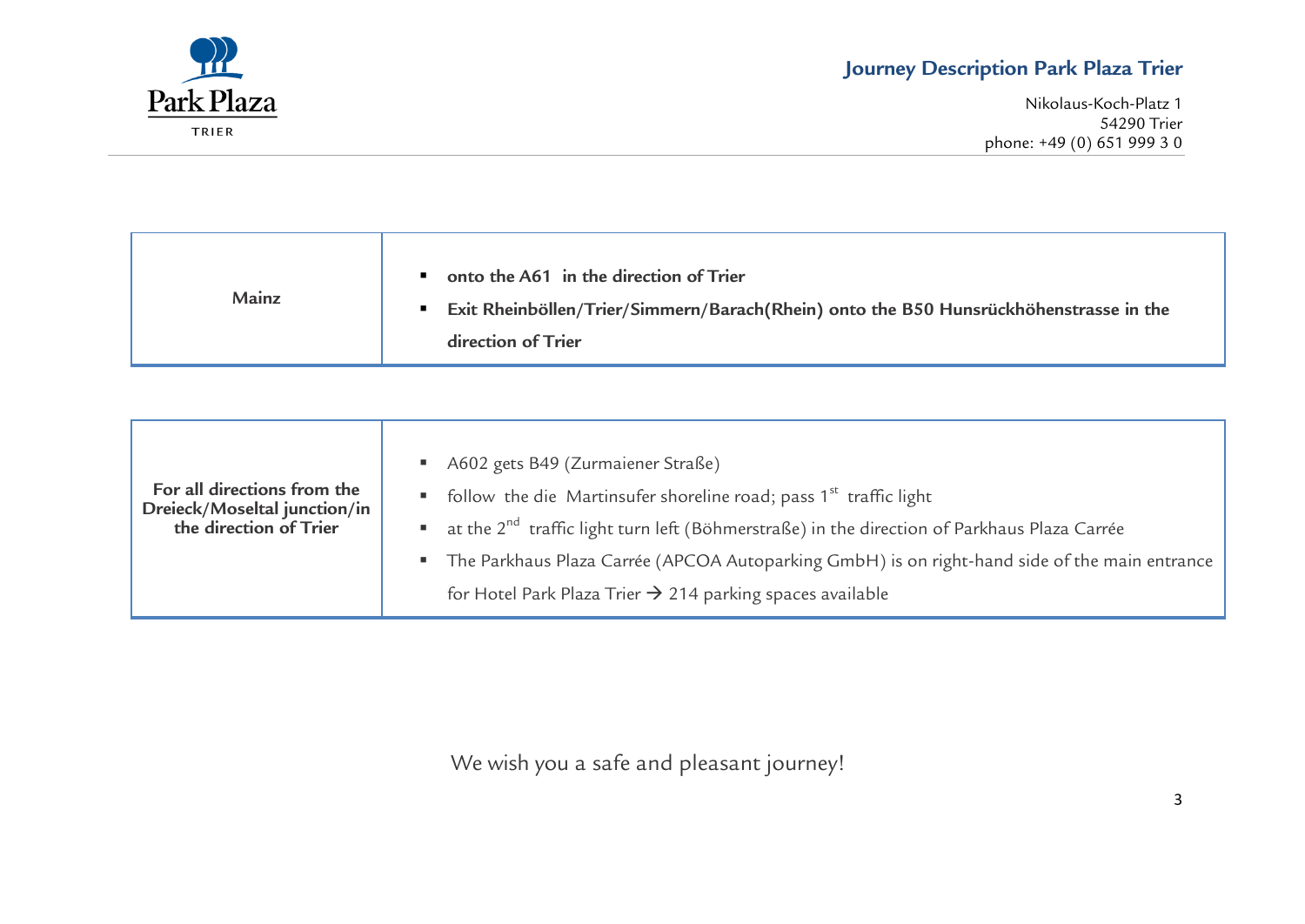| Mainz | ▪ **onto the A61 in the direction of Trier**<br>▪ **Exit Rheinböllen/Trier/Simmern/Barach(Rhein) onto the B50 Hunsrückhöhenstrasse in the direction of Trier** |
|---|---|

| **For all directions from the Dreieck/Moseltal junction/in the direction of Trier** | ▪ A602 gets B49 (Zurmaiener Straße)<br>▪ follow the die Martinsufer shoreline road; pass 1st traffic light<br>▪ at the 2nd traffic light turn left (Böhmerstraße) in the direction of Parkhaus Plaza Carrée<br>▪ The Parkhaus Plaza Carrée (APCOA Autoparking GmbH) is on right-hand side of the main entrance for Hotel Park Plaza Trier → 214 parking spaces available |
|---|---|

We wish you a safe and pleasant journey!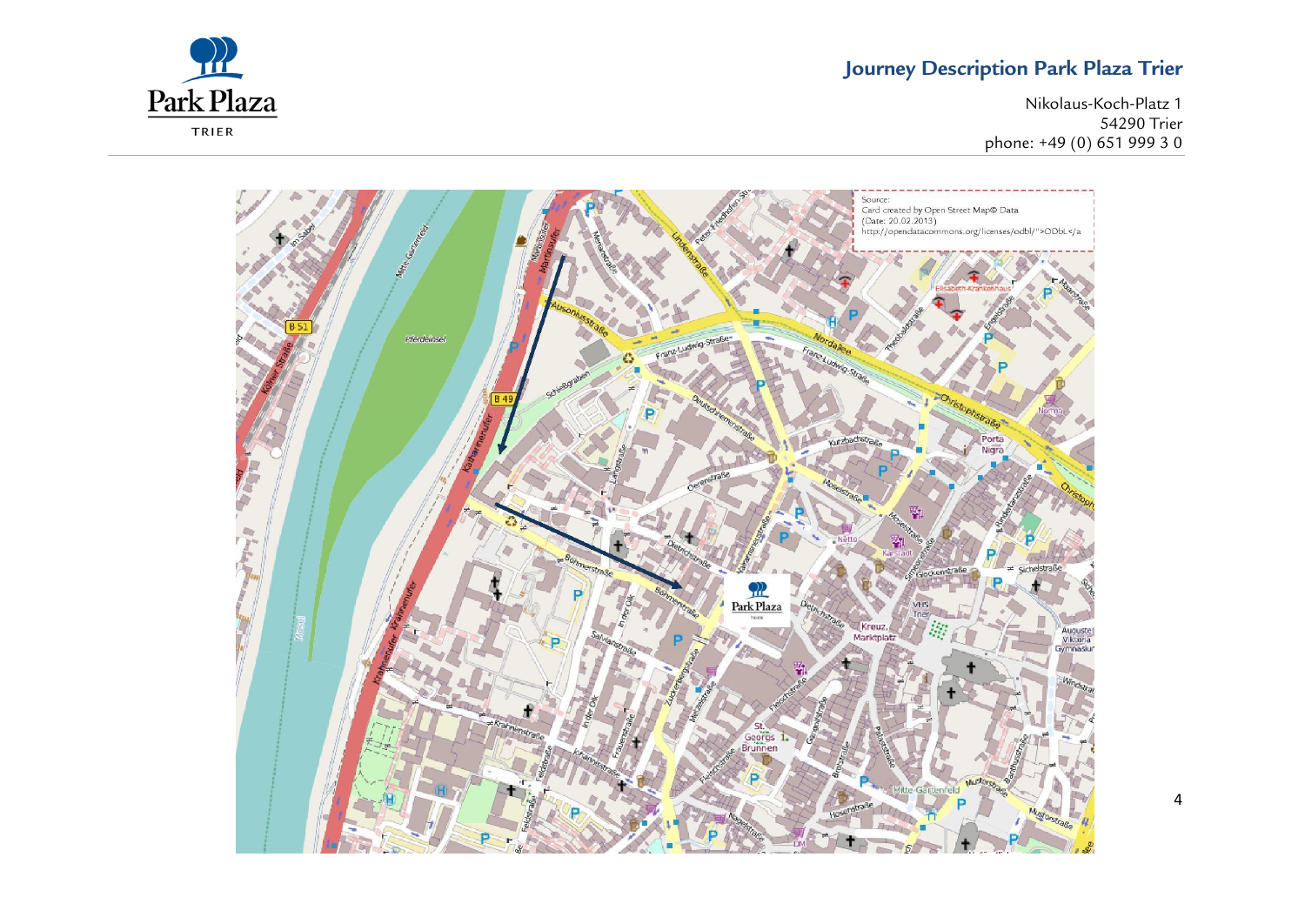## Journey Description Park Plaza Trier

Nikolaus-Koch-Platz 1
54290 Trier
phone: +49 (0) 651 999 3 0

Source:
Card created by Open Street Map© Data
(Date: 20.02.2013)
http://opendatacommons.org/licenses/odbl/">ODbL</a